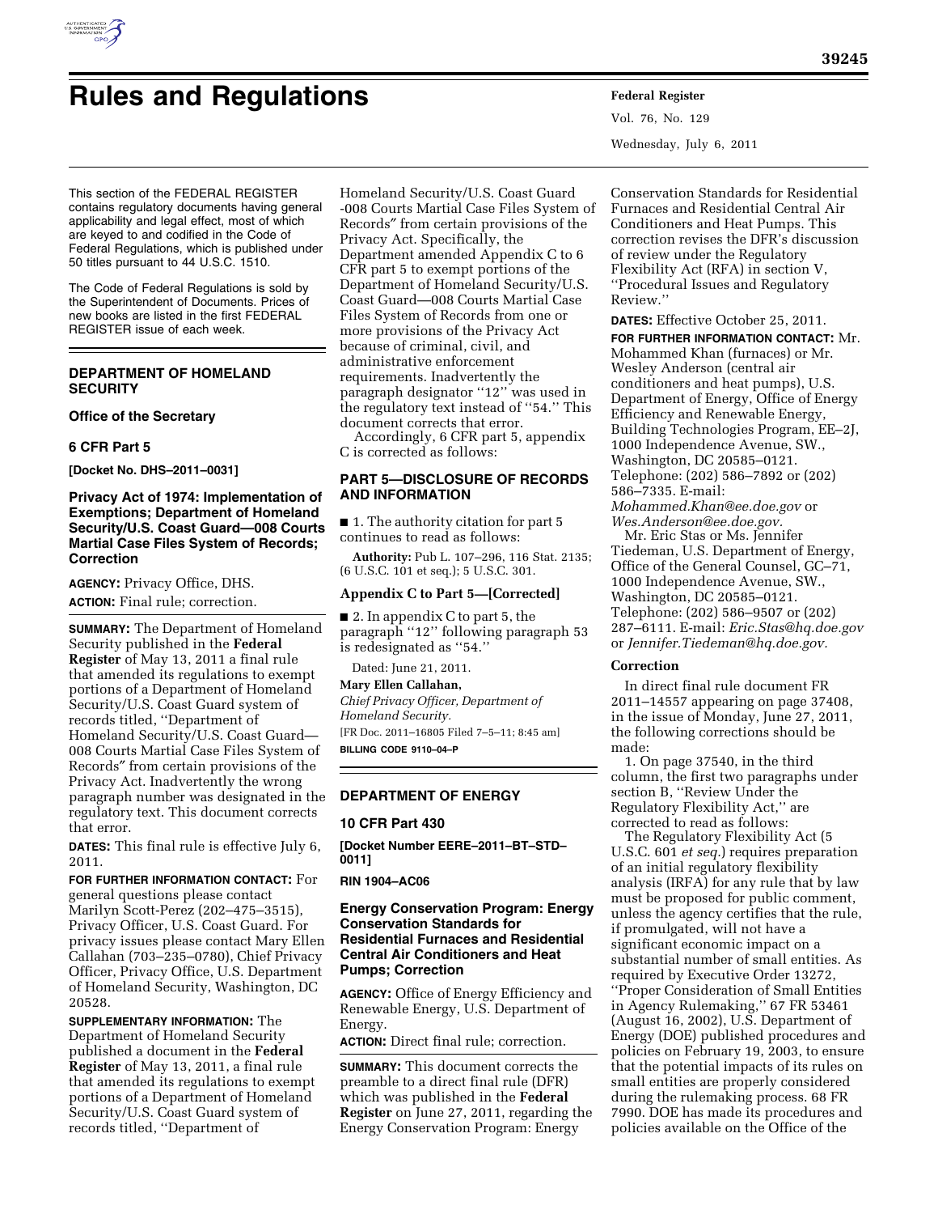# Rules and Regulations

This section of the FEDERAL REGISTER contains regulatory documents having general applicability and legal effect, most of which are keyed to and codified in the Code of Federal Regulations, which is published under 50 titles pursuant to 44 U.S.C. 1510.

The Code of Federal Regulations is sold by the Superintendent of Documents. Prices of new books are listed in the first FEDERAL REGISTER issue of each week.

## DEPARTMENT OF HOMELAND SECURITY

### Office of the Secretary

### 6 CFR Part 5

**[Docket No. DHS–2011–0031]**

### Privacy Act of 1974: Implementation of Exemptions; Department of Homeland Security/U.S. Coast Guard—008 Courts Martial Case Files System of Records; Correction

**AGENCY:** Privacy Office, DHS.

**ACTION:** Final rule; correction.

**SUMMARY:** The Department of Homeland Security published in the **Federal Register** of May 13, 2011 a final rule that amended its regulations to exempt portions of a Department of Homeland Security/U.S. Coast Guard system of records titled, ''Department of Homeland Security/U.S. Coast Guard—008 Courts Martial Case Files System of Records″ from certain provisions of the Privacy Act. Inadvertently the wrong paragraph number was designated in the regulatory text. This document corrects that error.

**DATES:** This final rule is effective July 6, 2011.

**FOR FURTHER INFORMATION CONTACT:** For general questions please contact Marilyn Scott-Perez (202–475–3515), Privacy Officer, U.S. Coast Guard. For privacy issues please contact Mary Ellen Callahan (703–235–0780), Chief Privacy Officer, Privacy Office, U.S. Department of Homeland Security, Washington, DC 20528.

**SUPPLEMENTARY INFORMATION:** The Department of Homeland Security published a document in the **Federal Register** of May 13, 2011, a final rule that amended its regulations to exempt portions of a Department of Homeland Security/U.S. Coast Guard system of records titled, ''Department of Homeland Security/U.S. Coast Guard -008 Courts Martial Case Files System of Records″ from certain provisions of the Privacy Act. Specifically, the Department amended Appendix C to 6 CFR part 5 to exempt portions of the Department of Homeland Security/U.S. Coast Guard—008 Courts Martial Case Files System of Records from one or more provisions of the Privacy Act because of criminal, civil, and administrative enforcement requirements. Inadvertently the paragraph designator ''12'' was used in the regulatory text instead of ''54.'' This document corrects that error.

Accordingly, 6 CFR part 5, appendix C is corrected as follows:

#### PART 5—DISCLOSURE OF RECORDS AND INFORMATION

■ 1. The authority citation for part 5 continues to read as follows:

**Authority:** Pub L. 107–296, 116 Stat. 2135; (6 U.S.C. 101 et seq.); 5 U.S.C. 301.

#### Appendix C to Part 5—[Corrected]

■ 2. In appendix C to part 5, the paragraph ''12'' following paragraph 53 is redesignated as ''54.''

Dated: June 21, 2011.

**Mary Ellen Callahan,**

*Chief Privacy Officer, Department of Homeland Security.*

[FR Doc. 2011–16805 Filed 7–5–11; 8:45 am]

**BILLING CODE 9110–04–P**

## DEPARTMENT OF ENERGY

### 10 CFR Part 430

**[Docket Number EERE–2011–BT–STD–0011]**

**RIN 1904–AC06**

### Energy Conservation Program: Energy Conservation Standards for Residential Furnaces and Residential Central Air Conditioners and Heat Pumps; Correction

**AGENCY:** Office of Energy Efficiency and Renewable Energy, U.S. Department of Energy.

**ACTION:** Direct final rule; correction.

**SUMMARY:** This document corrects the preamble to a direct final rule (DFR) which was published in the **Federal Register** on June 27, 2011, regarding the Energy Conservation Program: Energy Conservation Standards for Residential Furnaces and Residential Central Air Conditioners and Heat Pumps. This correction revises the DFR's discussion of review under the Regulatory Flexibility Act (RFA) in section V, ''Procedural Issues and Regulatory Review.''

**DATES:** Effective October 25, 2011.

**FOR FURTHER INFORMATION CONTACT:** Mr. Mohammed Khan (furnaces) or Mr. Wesley Anderson (central air conditioners and heat pumps), U.S. Department of Energy, Office of Energy Efficiency and Renewable Energy, Building Technologies Program, EE–2J, 1000 Independence Avenue, SW., Washington, DC 20585–0121. Telephone: (202) 586–7892 or (202) 586–7335. E-mail: *Mohammed.Khan@ee.doe.gov* or *Wes.Anderson@ee.doe.gov.*

Mr. Eric Stas or Ms. Jennifer Tiedeman, U.S. Department of Energy, Office of the General Counsel, GC–71, 1000 Independence Avenue, SW., Washington, DC 20585–0121. Telephone: (202) 586–9507 or (202) 287–6111. E-mail: *Eric.Stas@hq.doe.gov* or *Jennifer.Tiedeman@hq.doe.gov.*

#### Correction

In direct final rule document FR 2011–14557 appearing on page 37408, in the issue of Monday, June 27, 2011, the following corrections should be made:

1. On page 37540, in the third column, the first two paragraphs under section B, ''Review Under the Regulatory Flexibility Act,'' are corrected to read as follows:

The Regulatory Flexibility Act (5 U.S.C. 601 *et seq.*) requires preparation of an initial regulatory flexibility analysis (IRFA) for any rule that by law must be proposed for public comment, unless the agency certifies that the rule, if promulgated, will not have a significant economic impact on a substantial number of small entities. As required by Executive Order 13272, ''Proper Consideration of Small Entities in Agency Rulemaking,'' 67 FR 53461 (August 16, 2002), U.S. Department of Energy (DOE) published procedures and policies on February 19, 2003, to ensure that the potential impacts of its rules on small entities are properly considered during the rulemaking process. 68 FR 7990. DOE has made its procedures and policies available on the Office of the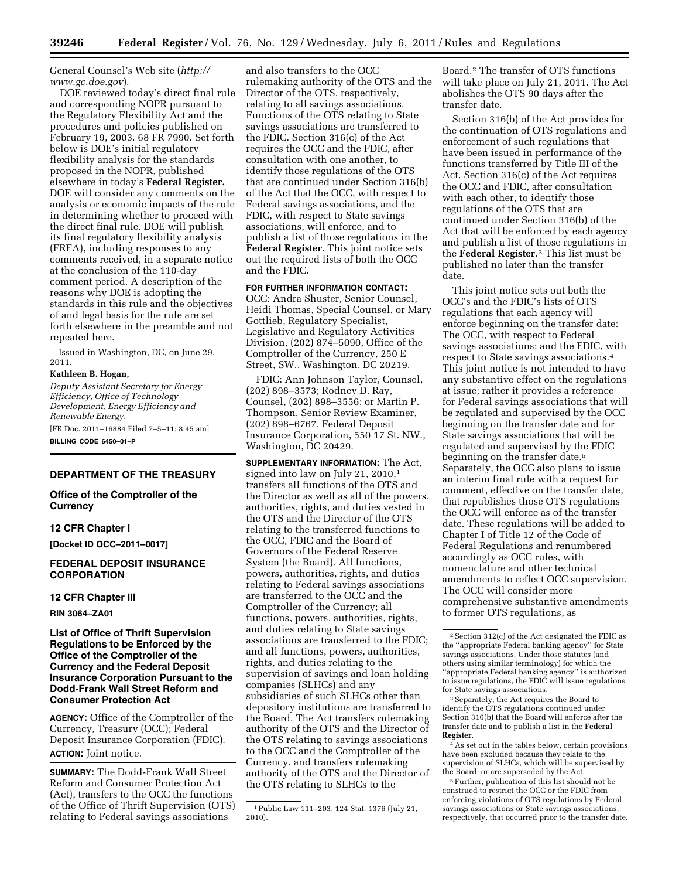General Counsel's Web site (*http://www.gc.doe.gov*).

DOE reviewed today's direct final rule and corresponding NOPR pursuant to the Regulatory Flexibility Act and the procedures and policies published on February 19, 2003. 68 FR 7990. Set forth below is DOE's initial regulatory flexibility analysis for the standards proposed in the NOPR, published elsewhere in today's **Federal Register.** DOE will consider any comments on the analysis or economic impacts of the rule in determining whether to proceed with the direct final rule. DOE will publish its final regulatory flexibility analysis (FRFA), including responses to any comments received, in a separate notice at the conclusion of the 110-day comment period. A description of the reasons why DOE is adopting the standards in this rule and the objectives of and legal basis for the rule are set forth elsewhere in the preamble and not repeated here.

Issued in Washington, DC, on June 29, 2011.

**Kathleen B. Hogan,**

*Deputy Assistant Secretary for Energy Efficiency, Office of Technology Development, Energy Efficiency and Renewable Energy.*

[FR Doc. 2011–16884 Filed 7–5–11; 8:45 am]

**BILLING CODE 6450–01–P**

---

## DEPARTMENT OF THE TREASURY

### Office of the Comptroller of the Currency

#### 12 CFR Chapter I

**[Docket ID OCC–2011–0017]**

## FEDERAL DEPOSIT INSURANCE CORPORATION

#### 12 CFR Chapter III

**RIN 3064–ZA01**

### List of Office of Thrift Supervision Regulations to be Enforced by the Office of the Comptroller of the Currency and the Federal Deposit Insurance Corporation Pursuant to the Dodd-Frank Wall Street Reform and Consumer Protection Act

**AGENCY:** Office of the Comptroller of the Currency, Treasury (OCC); Federal Deposit Insurance Corporation (FDIC).

**ACTION:** Joint notice.

**SUMMARY:** The Dodd-Frank Wall Street Reform and Consumer Protection Act (Act), transfers to the OCC the functions of the Office of Thrift Supervision (OTS) relating to Federal savings associations and also transfers to the OCC rulemaking authority of the OTS and the Director of the OTS, respectively, relating to all savings associations. Functions of the OTS relating to State savings associations are transferred to the FDIC. Section 316(c) of the Act requires the OCC and the FDIC, after consultation with one another, to identify those regulations of the OTS that are continued under Section 316(b) of the Act that the OCC, with respect to Federal savings associations, and the FDIC, with respect to State savings associations, will enforce, and to publish a list of those regulations in the **Federal Register**. This joint notice sets out the required lists of both the OCC and the FDIC.

**FOR FURTHER INFORMATION CONTACT:**

OCC: Andra Shuster, Senior Counsel, Heidi Thomas, Special Counsel, or Mary Gottlieb, Regulatory Specialist, Legislative and Regulatory Activities Division, (202) 874–5090, Office of the Comptroller of the Currency, 250 E Street, SW., Washington, DC 20219.

FDIC: Ann Johnson Taylor, Counsel, (202) 898–3573; Rodney D. Ray, Counsel, (202) 898–3556; or Martin P. Thompson, Senior Review Examiner, (202) 898–6767, Federal Deposit Insurance Corporation, 550 17 St. NW., Washington, DC 20429.

**SUPPLEMENTARY INFORMATION:** The Act, signed into law on July 21, 2010,[1] transfers all functions of the OTS and the Director as well as all of the powers, authorities, rights, and duties vested in the OTS and the Director of the OTS relating to the transferred functions to the OCC, FDIC and the Board of Governors of the Federal Reserve System (the Board). All functions, powers, authorities, rights, and duties relating to Federal savings associations are transferred to the OCC and the Comptroller of the Currency; all functions, powers, authorities, rights, and duties relating to State savings associations are transferred to the FDIC; and all functions, powers, authorities, rights, and duties relating to the supervision of savings and loan holding companies (SLHCs) and any subsidiaries of such SLHCs other than depository institutions are transferred to the Board. The Act transfers rulemaking authority of the OTS and the Director of the OTS relating to savings associations to the OCC and the Comptroller of the Currency, and transfers rulemaking authority of the OTS and the Director of the OTS relating to SLHCs to the Board.[2] The transfer of OTS functions will take place on July 21, 2011. The Act abolishes the OTS 90 days after the transfer date.

Section 316(b) of the Act provides for the continuation of OTS regulations and enforcement of such regulations that have been issued in performance of the functions transferred by Title III of the Act. Section 316(c) of the Act requires the OCC and FDIC, after consultation with each other, to identify those regulations of the OTS that are continued under Section 316(b) of the Act that will be enforced by each agency and publish a list of those regulations in the **Federal Register**.[3] This list must be published no later than the transfer date.

This joint notice sets out both the OCC's and the FDIC's lists of OTS regulations that each agency will enforce beginning on the transfer date: The OCC, with respect to Federal savings associations; and the FDIC, with respect to State savings associations.[4] This joint notice is not intended to have any substantive effect on the regulations at issue; rather it provides a reference for Federal savings associations that will be regulated and supervised by the OCC beginning on the transfer date and for State savings associations that will be regulated and supervised by the FDIC beginning on the transfer date.[5] Separately, the OCC also plans to issue an interim final rule with a request for comment, effective on the transfer date, that republishes those OTS regulations the OCC will enforce as of the transfer date. These regulations will be added to Chapter I of Title 12 of the Code of Federal Regulations and renumbered accordingly as OCC rules, with nomenclature and other technical amendments to reflect OCC supervision. The OCC will consider more comprehensive substantive amendments to former OTS regulations, as

---

[1] Public Law 111–203, 124 Stat. 1376 (July 21, 2010).

[2] Section 312(c) of the Act designated the FDIC as the "appropriate Federal banking agency" for State savings associations. Under those statutes (and others using similar terminology) for which the "appropriate Federal banking agency" is authorized to issue regulations, the FDIC will issue regulations for State savings associations.

[3] Separately, the Act requires the Board to identify the OTS regulations continued under Section 316(b) that the Board will enforce after the transfer date and to publish a list in the **Federal Register**.

[4] As set out in the tables below, certain provisions have been excluded because they relate to the supervision of SLHCs, which will be supervised by the Board, or are superseded by the Act.

[5] Further, publication of this list should not be construed to restrict the OCC or the FDIC from enforcing violations of OTS regulations by Federal savings associations or State savings associations, respectively, that occurred prior to the transfer date.